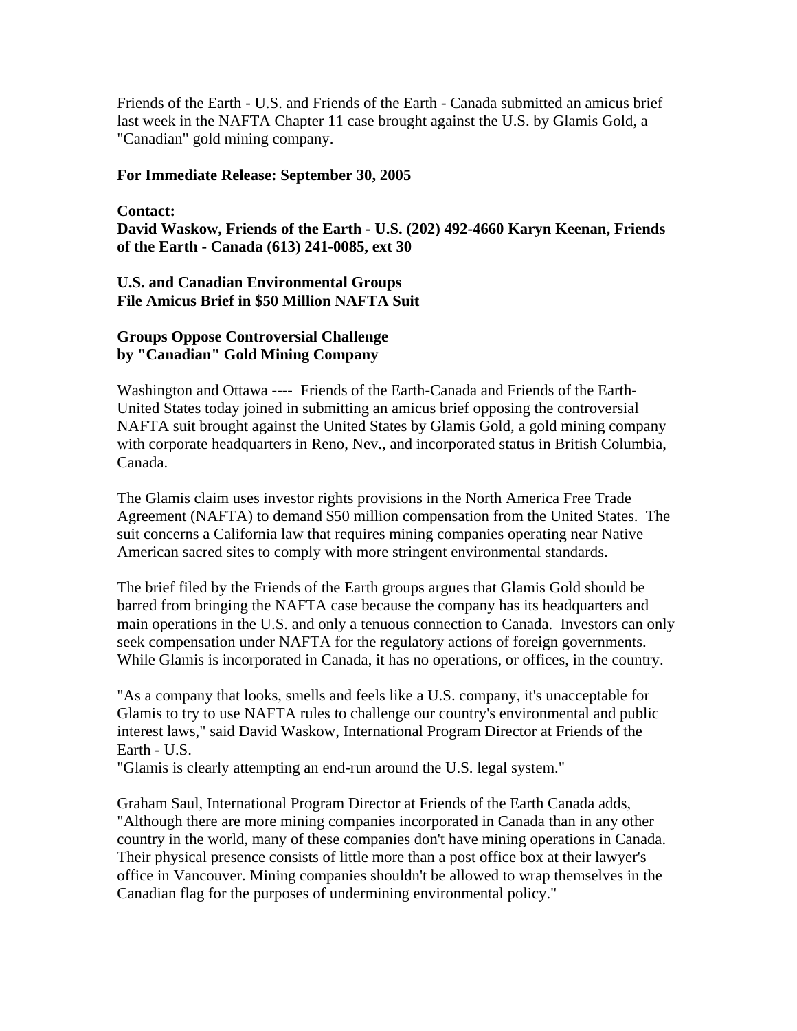Friends of the Earth - U.S. and Friends of the Earth - Canada submitted an amicus brief last week in the NAFTA Chapter 11 case brought against the U.S. by Glamis Gold, a "Canadian" gold mining company.

**For Immediate Release: September 30, 2005**

**Contact:**
**David Waskow, Friends of the Earth - U.S. (202) 492-4660 Karyn Keenan, Friends of the Earth - Canada (613) 241-0085, ext 30**

**U.S. and Canadian Environmental Groups**
**File Amicus Brief in $50 Million NAFTA Suit**

**Groups Oppose Controversial Challenge**
**by "Canadian" Gold Mining Company**

Washington and Ottawa ---- Friends of the Earth-Canada and Friends of the Earth-United States today joined in submitting an amicus brief opposing the controversial NAFTA suit brought against the United States by Glamis Gold, a gold mining company with corporate headquarters in Reno, Nev., and incorporated status in British Columbia, Canada.

The Glamis claim uses investor rights provisions in the North America Free Trade Agreement (NAFTA) to demand $50 million compensation from the United States. The suit concerns a California law that requires mining companies operating near Native American sacred sites to comply with more stringent environmental standards.

The brief filed by the Friends of the Earth groups argues that Glamis Gold should be barred from bringing the NAFTA case because the company has its headquarters and main operations in the U.S. and only a tenuous connection to Canada. Investors can only seek compensation under NAFTA for the regulatory actions of foreign governments. While Glamis is incorporated in Canada, it has no operations, or offices, in the country.

"As a company that looks, smells and feels like a U.S. company, it's unacceptable for Glamis to try to use NAFTA rules to challenge our country's environmental and public interest laws," said David Waskow, International Program Director at Friends of the Earth - U.S.
"Glamis is clearly attempting an end-run around the U.S. legal system."

Graham Saul, International Program Director at Friends of the Earth Canada adds, "Although there are more mining companies incorporated in Canada than in any other country in the world, many of these companies don't have mining operations in Canada. Their physical presence consists of little more than a post office box at their lawyer's office in Vancouver. Mining companies shouldn't be allowed to wrap themselves in the Canadian flag for the purposes of undermining environmental policy."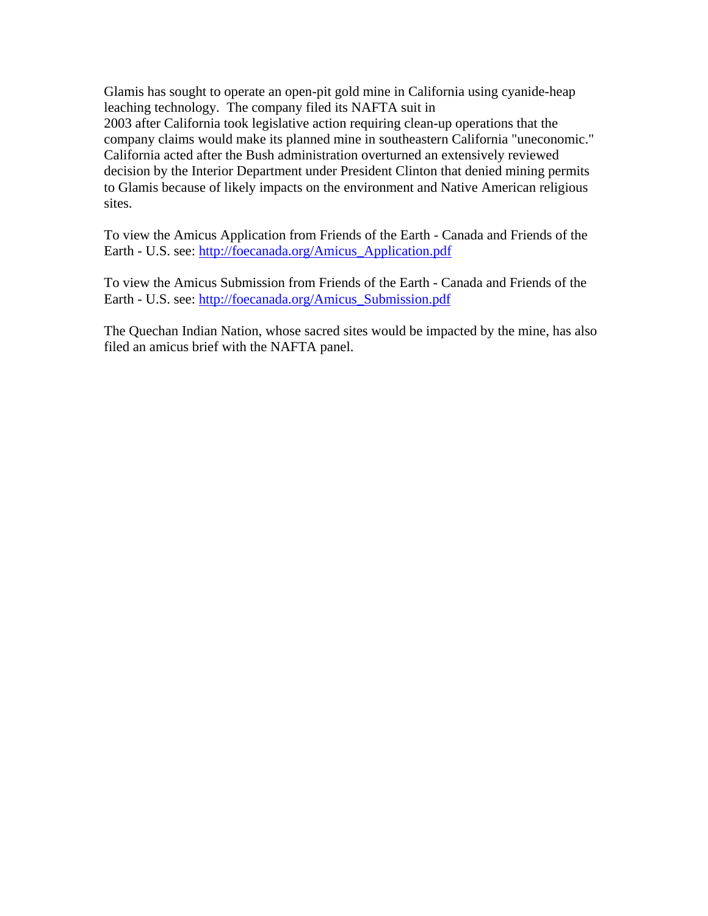Glamis has sought to operate an open-pit gold mine in California using cyanide-heap leaching technology. The company filed its NAFTA suit in 2003 after California took legislative action requiring clean-up operations that the company claims would make its planned mine in southeastern California "uneconomic." California acted after the Bush administration overturned an extensively reviewed decision by the Interior Department under President Clinton that denied mining permits to Glamis because of likely impacts on the environment and Native American religious sites.

To view the Amicus Application from Friends of the Earth - Canada and Friends of the Earth - U.S. see: http://foecanada.org/Amicus_Application.pdf

To view the Amicus Submission from Friends of the Earth - Canada and Friends of the Earth - U.S. see: http://foecanada.org/Amicus_Submission.pdf

The Quechan Indian Nation, whose sacred sites would be impacted by the mine, has also filed an amicus brief with the NAFTA panel.